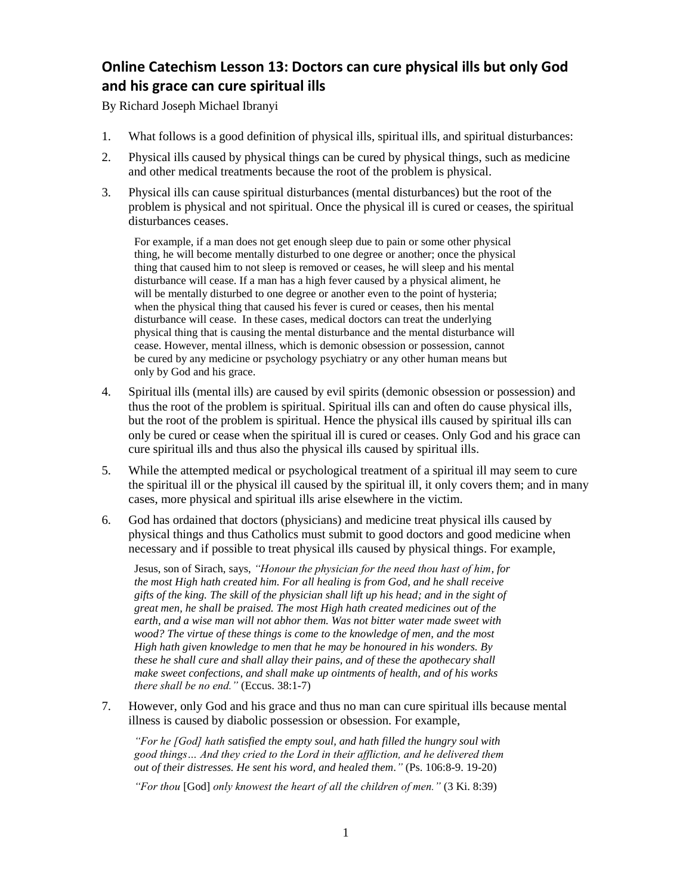## Online Catechism Lesson 13: Doctors can cure physical ills but only God and his grace can cure spiritual ills

By Richard Joseph Michael Ibranyi

1. What follows is a good definition of physical ills, spiritual ills, and spiritual disturbances:

2. Physical ills caused by physical things can be cured by physical things, such as medicine and other medical treatments because the root of the problem is physical.

3. Physical ills can cause spiritual disturbances (mental disturbances) but the root of the problem is physical and not spiritual. Once the physical ill is cured or ceases, the spiritual disturbances ceases.

   For example, if a man does not get enough sleep due to pain or some other physical thing, he will become mentally disturbed to one degree or another; once the physical thing that caused him to not sleep is removed or ceases, he will sleep and his mental disturbance will cease. If a man has a high fever caused by a physical aliment, he will be mentally disturbed to one degree or another even to the point of hysteria; when the physical thing that caused his fever is cured or ceases, then his mental disturbance will cease. In these cases, medical doctors can treat the underlying physical thing that is causing the mental disturbance and the mental disturbance will cease. However, mental illness, which is demonic obsession or possession, cannot be cured by any medicine or psychology psychiatry or any other human means but only by God and his grace.

4. Spiritual ills (mental ills) are caused by evil spirits (demonic obsession or possession) and thus the root of the problem is spiritual. Spiritual ills can and often do cause physical ills, but the root of the problem is spiritual. Hence the physical ills caused by spiritual ills can only be cured or cease when the spiritual ill is cured or ceases. Only God and his grace can cure spiritual ills and thus also the physical ills caused by spiritual ills.

5. While the attempted medical or psychological treatment of a spiritual ill may seem to cure the spiritual ill or the physical ill caused by the spiritual ill, it only covers them; and in many cases, more physical and spiritual ills arise elsewhere in the victim.

6. God has ordained that doctors (physicians) and medicine treat physical ills caused by physical things and thus Catholics must submit to good doctors and good medicine when necessary and if possible to treat physical ills caused by physical things. For example,

   Jesus, son of Sirach, says, *"Honour the physician for the need thou hast of him, for the most High hath created him. For all healing is from God, and he shall receive gifts of the king. The skill of the physician shall lift up his head; and in the sight of great men, he shall be praised. The most High hath created medicines out of the earth, and a wise man will not abhor them. Was not bitter water made sweet with wood? The virtue of these things is come to the knowledge of men, and the most High hath given knowledge to men that he may be honoured in his wonders. By these he shall cure and shall allay their pains, and of these the apothecary shall make sweet confections, and shall make up ointments of health, and of his works there shall be no end."* (Eccus. 38:1-7)

7. However, only God and his grace and thus no man can cure spiritual ills because mental illness is caused by diabolic possession or obsession. For example,

   *"For he [God] hath satisfied the empty soul, and hath filled the hungry soul with good things… And they cried to the Lord in their affliction, and he delivered them out of their distresses. He sent his word, and healed them."* (Ps. 106:8-9. 19-20)

   *"For thou* [God] *only knowest the heart of all the children of men."* (3 Ki. 8:39)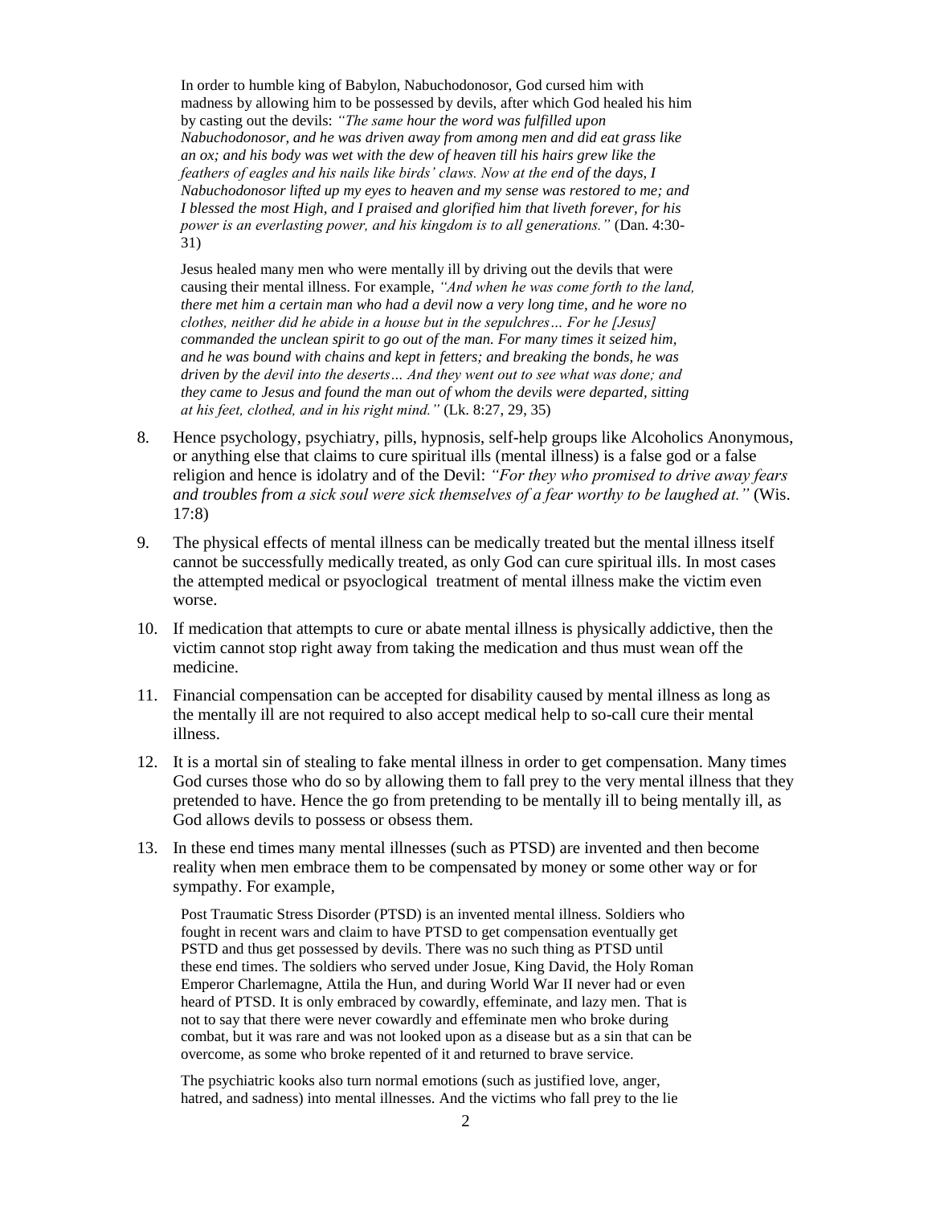In order to humble king of Babylon, Nabuchodonosor, God cursed him with madness by allowing him to be possessed by devils, after which God healed his him by casting out the devils: *"The same hour the word was fulfilled upon Nabuchodonosor, and he was driven away from among men and did eat grass like an ox; and his body was wet with the dew of heaven till his hairs grew like the feathers of eagles and his nails like birds' claws. Now at the end of the days, I Nabuchodonosor lifted up my eyes to heaven and my sense was restored to me; and I blessed the most High, and I praised and glorified him that liveth forever, for his power is an everlasting power, and his kingdom is to all generations."* (Dan. 4:30-31)

Jesus healed many men who were mentally ill by driving out the devils that were causing their mental illness. For example, *"And when he was come forth to the land, there met him a certain man who had a devil now a very long time, and he wore no clothes, neither did he abide in a house but in the sepulchres… For he [Jesus] commanded the unclean spirit to go out of the man. For many times it seized him, and he was bound with chains and kept in fetters; and breaking the bonds, he was driven by the devil into the deserts… And they went out to see what was done; and they came to Jesus and found the man out of whom the devils were departed, sitting at his feet, clothed, and in his right mind."* (Lk. 8:27, 29, 35)

8. Hence psychology, psychiatry, pills, hypnosis, self-help groups like Alcoholics Anonymous, or anything else that claims to cure spiritual ills (mental illness) is a false god or a false religion and hence is idolatry and of the Devil: *"For they who promised to drive away fears and troubles from a sick soul were sick themselves of a fear worthy to be laughed at."* (Wis. 17:8)

9. The physical effects of mental illness can be medically treated but the mental illness itself cannot be successfully medically treated, as only God can cure spiritual ills. In most cases the attempted medical or psyoclogical treatment of mental illness make the victim even worse.

10. If medication that attempts to cure or abate mental illness is physically addictive, then the victim cannot stop right away from taking the medication and thus must wean off the medicine.

11. Financial compensation can be accepted for disability caused by mental illness as long as the mentally ill are not required to also accept medical help to so-call cure their mental illness.

12. It is a mortal sin of stealing to fake mental illness in order to get compensation. Many times God curses those who do so by allowing them to fall prey to the very mental illness that they pretended to have. Hence the go from pretending to be mentally ill to being mentally ill, as God allows devils to possess or obsess them.

13. In these end times many mental illnesses (such as PTSD) are invented and then become reality when men embrace them to be compensated by money or some other way or for sympathy. For example,

Post Traumatic Stress Disorder (PTSD) is an invented mental illness. Soldiers who fought in recent wars and claim to have PTSD to get compensation eventually get PSTD and thus get possessed by devils. There was no such thing as PTSD until these end times. The soldiers who served under Josue, King David, the Holy Roman Emperor Charlemagne, Attila the Hun, and during World War II never had or even heard of PTSD. It is only embraced by cowardly, effeminate, and lazy men. That is not to say that there were never cowardly and effeminate men who broke during combat, but it was rare and was not looked upon as a disease but as a sin that can be overcome, as some who broke repented of it and returned to brave service.

The psychiatric kooks also turn normal emotions (such as justified love, anger, hatred, and sadness) into mental illnesses. And the victims who fall prey to the lie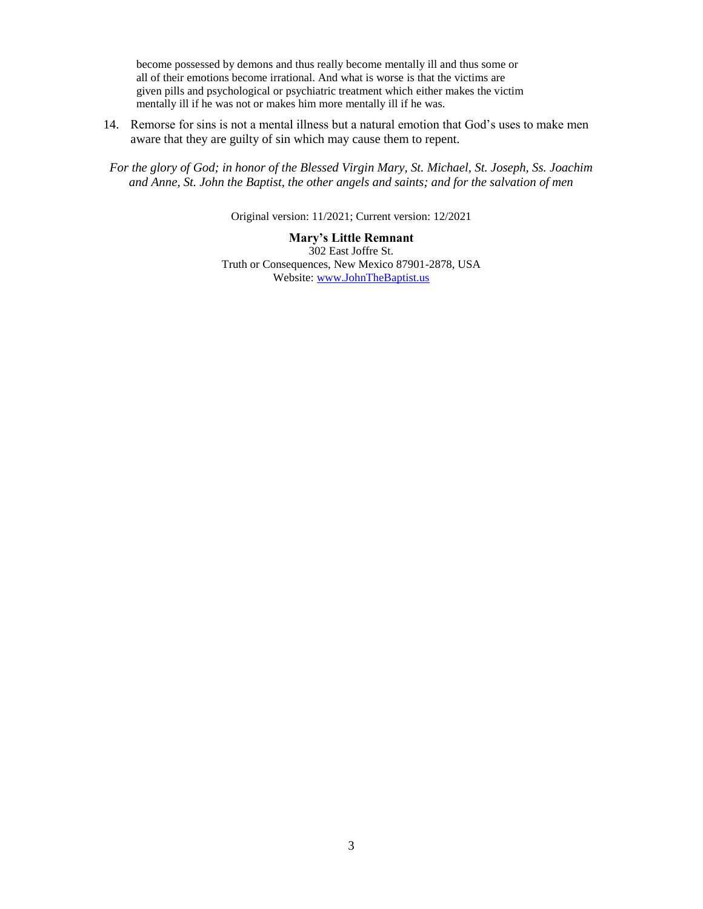become possessed by demons and thus really become mentally ill and thus some or all of their emotions become irrational. And what is worse is that the victims are given pills and psychological or psychiatric treatment which either makes the victim mentally ill if he was not or makes him more mentally ill if he was.

14. Remorse for sins is not a mental illness but a natural emotion that God's uses to make men aware that they are guilty of sin which may cause them to repent.

*For the glory of God; in honor of the Blessed Virgin Mary, St. Michael, St. Joseph, Ss. Joachim and Anne, St. John the Baptist, the other angels and saints; and for the salvation of men*

Original version: 11/2021; Current version: 12/2021

**Mary's Little Remnant**
302 East Joffre St.
Truth or Consequences, New Mexico 87901-2878, USA
Website: [www.JohnTheBaptist.us](http://www.JohnTheBaptist.us)